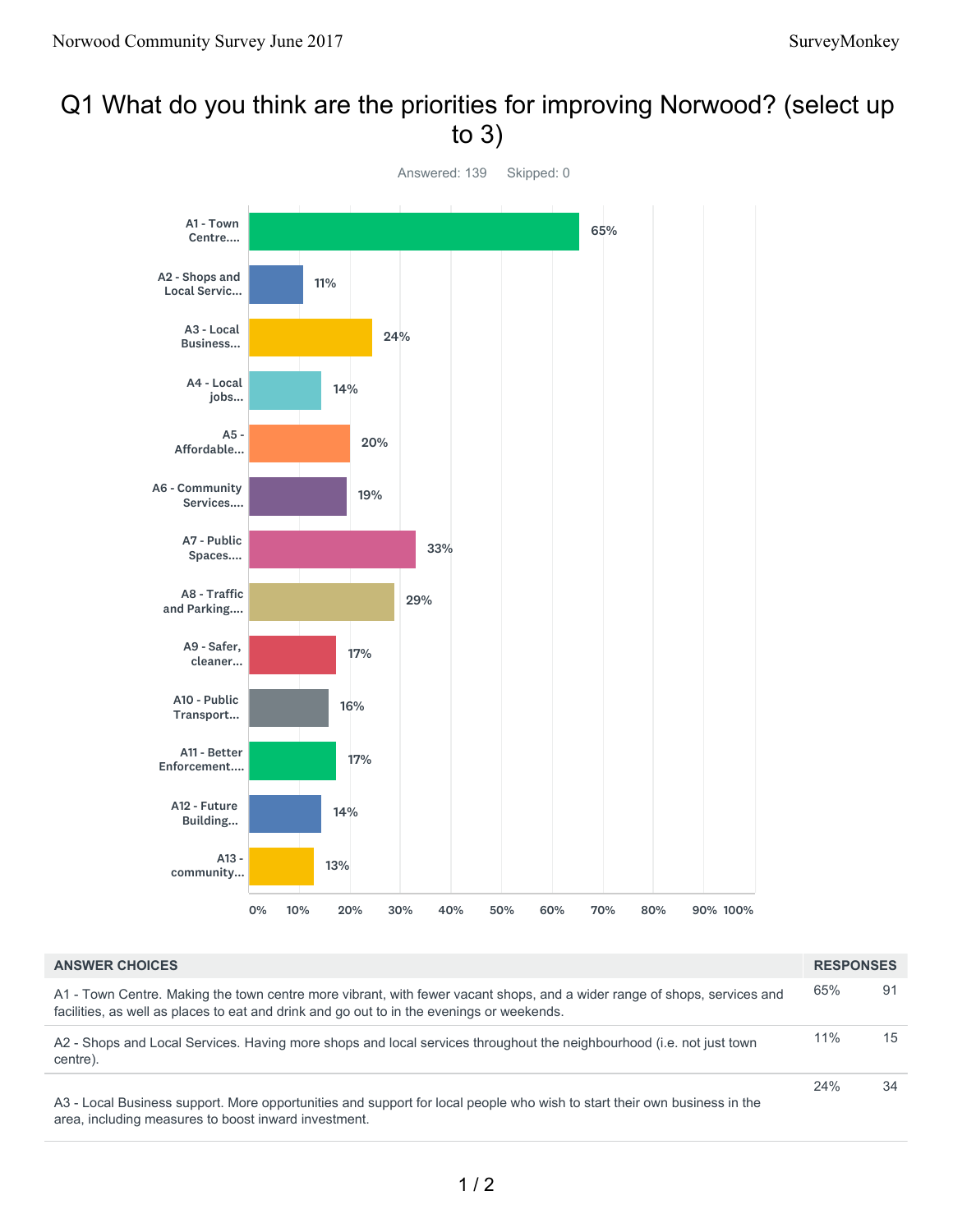# Q1 What do you think are the priorities for improving Norwood? (select up to 3)

Answered: 139    Skipped: 0

| ANSWER CHOICES | RESPONSES | |
|---|---|---|
| A1 - Town Centre. Making the town centre more vibrant, with fewer vacant shops, and a wider range of shops, services and facilities, as well as places to eat and drink and go out to in the evenings or weekends. | 65% | 91 |
| A2 - Shops and Local Services. Having more shops and local services throughout the neighbourhood (i.e. not just town centre). | 11% | 15 |
| A3 - Local Business support. More opportunities and support for local people who wish to start their own business in the area, including measures to boost inward investment. | 24% | 34 |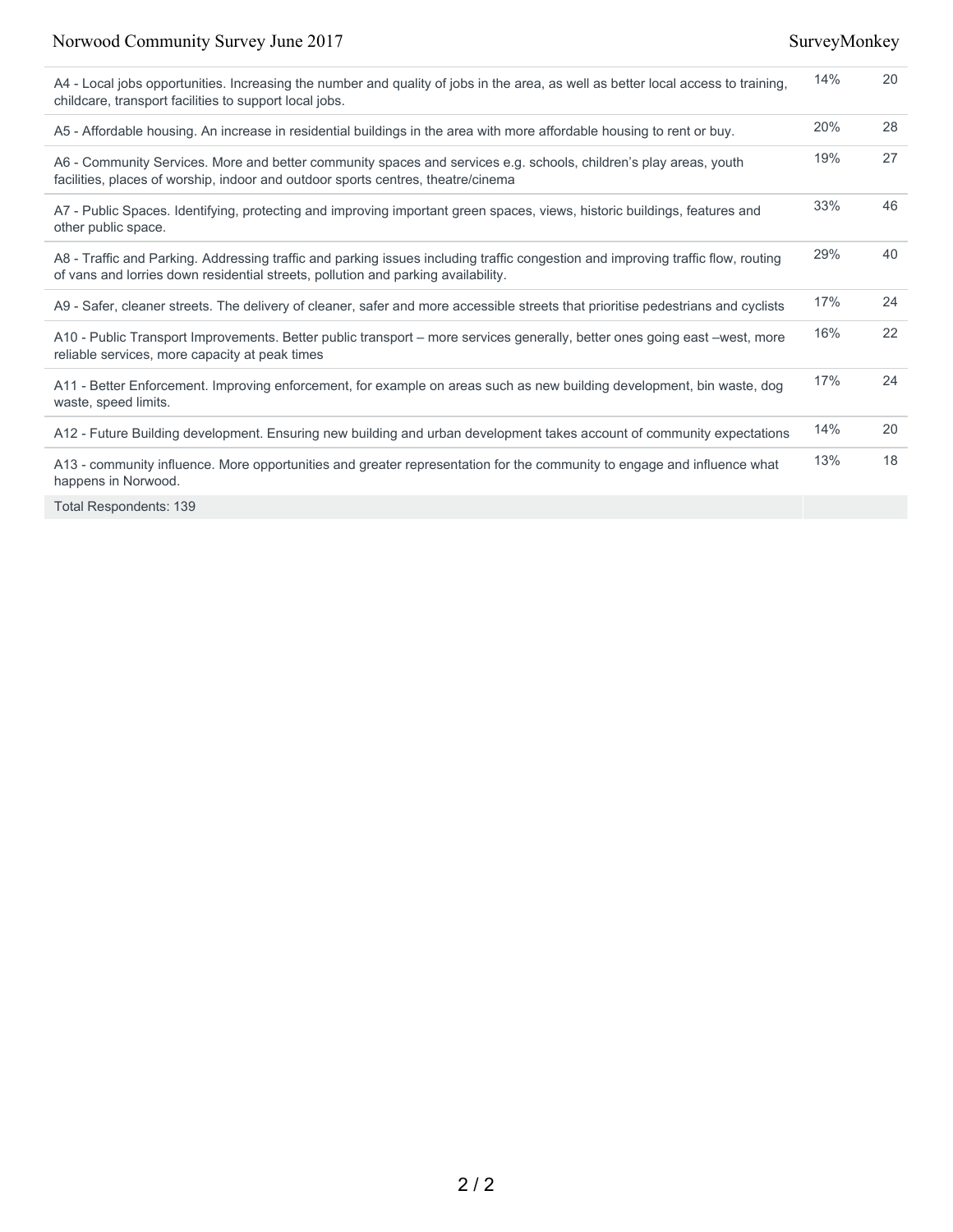| | | |
|---|---|---|
| A4 - Local jobs opportunities. Increasing the number and quality of jobs in the area, as well as better local access to training, childcare, transport facilities to support local jobs. | 14% | 20 |
| A5 - Affordable housing. An increase in residential buildings in the area with more affordable housing to rent or buy. | 20% | 28 |
| A6 - Community Services. More and better community spaces and services e.g. schools, children's play areas, youth facilities, places of worship, indoor and outdoor sports centres, theatre/cinema | 19% | 27 |
| A7 - Public Spaces. Identifying, protecting and improving important green spaces, views, historic buildings, features and other public space. | 33% | 46 |
| A8 - Traffic and Parking. Addressing traffic and parking issues including traffic congestion and improving traffic flow, routing of vans and lorries down residential streets, pollution and parking availability. | 29% | 40 |
| A9 - Safer, cleaner streets. The delivery of cleaner, safer and more accessible streets that prioritise pedestrians and cyclists | 17% | 24 |
| A10 - Public Transport Improvements. Better public transport – more services generally, better ones going east –west, more reliable services, more capacity at peak times | 16% | 22 |
| A11 - Better Enforcement. Improving enforcement, for example on areas such as new building development, bin waste, dog waste, speed limits. | 17% | 24 |
| A12 - Future Building development. Ensuring new building and urban development takes account of community expectations | 14% | 20 |
| A13 - community influence. More opportunities and greater representation for the community to engage and influence what happens in Norwood. | 13% | 18 |
| Total Respondents: 139 | | |